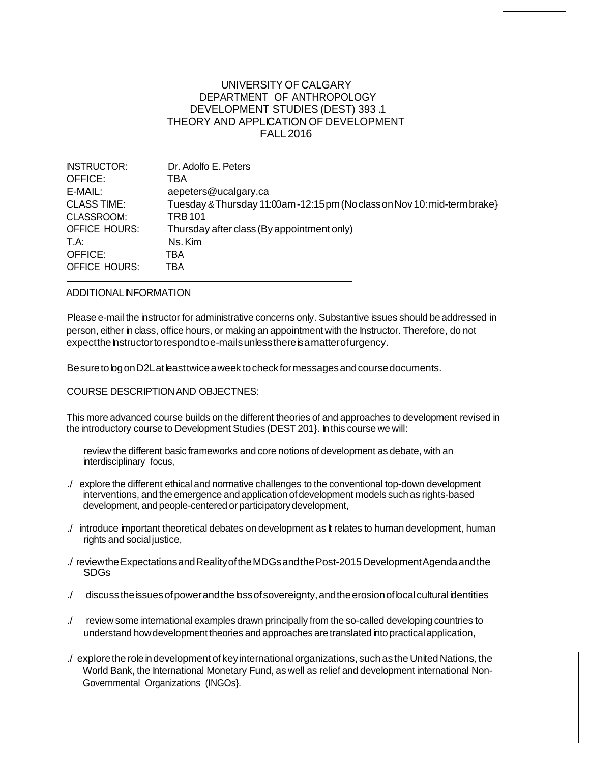UNIVERSITY OF CALGARY
DEPARTMENT OF ANTHROPOLOGY
DEVELOPMENT STUDIES (DEST) 393 .1
THEORY AND APPLICATION OF DEVELOPMENT
FALL 2016

| | |
|---|---|
| INSTRUCTOR: | Dr. Adolfo E. Peters |
| OFFICE: | TBA |
| E-MAIL: | aepeters@ucalgary.ca |
| CLASS TIME: | Tuesday & Thursday 11:00am - 12:15 pm (No class on Nov 10: mid-term brake} |
| CLASSROOM: | TRB 101 |
| OFFICE HOURS: | Thursday after class (By appointment only) |
| T.A: | Ns. Kim |
| OFFICE: | TBA |
| OFFICE HOURS: | TBA |

ADDITIONAL INFORMATION

Please e-mail the instructor for administrative concerns only. Substantive issues should be addressed in person, either in class, office hours, or making an appointment with the Instructor. Therefore, do not expect the Instructor to respond to e-mails unless there is a matter of urgency.

Be sure to log on D2L at least twice a week to check for messages and course documents.

COURSE DESCRIPTION AND OBJECTNES:

This more advanced course builds on the different theories of and approaches to development revised in the introductory course to Development Studies (DEST 201}. In this course we will:

- review the different basic frameworks and core notions of development as debate, with an interdisciplinary focus,
- explore the different ethical and normative challenges to the conventional top-down development interventions, and the emergence and application of development models such as rights-based development, and people-centered or participatory development,
- introduce important theoretical debates on development as It relates to human development, human rights and social justice,
- review the Expectations and Reality of the MDGs and the Post-2015 Development Agenda and the SDGs
- discuss the issues of power and the loss of sovereignty, and the erosion of local cultural identities
- review some international examples drawn principally from the so-called developing countries to understand how development theories and approaches are translated into practical application,
- explore the role in development of key international organizations, such as the United Nations, the World Bank, the International Monetary Fund, as well as relief and development international Non-Governmental Organizations (INGOs}.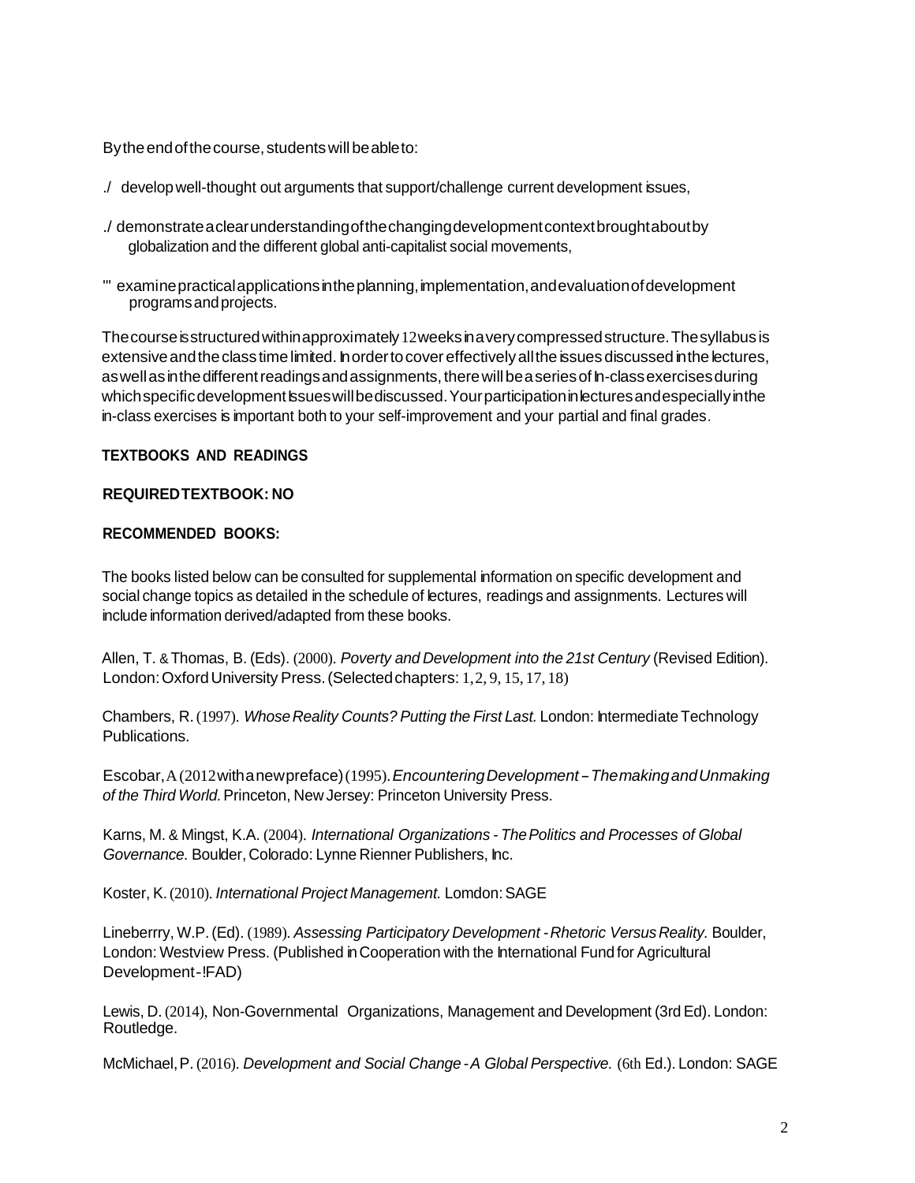By the end of the course, students will be able to:

- develop well-thought out arguments that support/challenge current development issues,
- demonstrate a clear understanding of the changing development context brought about by globalization and the different global anti-capitalist social movements,
- examine practical applications in the planning, implementation, and evaluation of development programs and projects.

The course is structured within approximately 12 weeks in a very compressed structure. The syllabus is extensive and the class time limited. In order to cover effectively all the issues discussed in the lectures, as well as in the different readings and assignments, there will be a series of In-class exercises during which specific development Issues will be discussed. Your participation in lectures and especially in the in-class exercises is important both to your self-improvement and your partial and final grades.

**TEXTBOOKS AND READINGS**

**REQUIRED TEXTBOOK: NO**

**RECOMMENDED BOOKS:**

The books listed below can be consulted for supplemental information on specific development and social change topics as detailed in the schedule of lectures, readings and assignments. Lectures will include information derived/adapted from these books.

Allen, T. & Thomas, B. (Eds). (2000). *Poverty and Development into the 21st Century* (Revised Edition). London: Oxford University Press. (Selected chapters: 1, 2, 9, 15, 17, 18)

Chambers, R. (1997). *Whose Reality Counts? Putting the First Last.* London: Intermediate Technology Publications.

Escobar, A (2012 with a new preface) (1995). *Encountering Development – The making and Unmaking of the Third World.* Princeton, New Jersey: Princeton University Press.

Karns, M. & Mingst, K.A. (2004). *International Organizations - The Politics and Processes of Global Governance.* Boulder, Colorado: Lynne Rienner Publishers, Inc.

Koster, K. (2010). *International Project Management.* Lomdon: SAGE

Lineberrry, W.P. (Ed). (1989). *Assessing Participatory Development - Rhetoric Versus Reality.* Boulder, London: Westview Press. (Published in Cooperation with the International Fund for Agricultural Development-!FAD)

Lewis, D. (2014), Non-Governmental Organizations, Management and Development (3rd Ed). London: Routledge.

McMichael, P. (2016). *Development and Social Change - A Global Perspective.* (6th Ed.). London: SAGE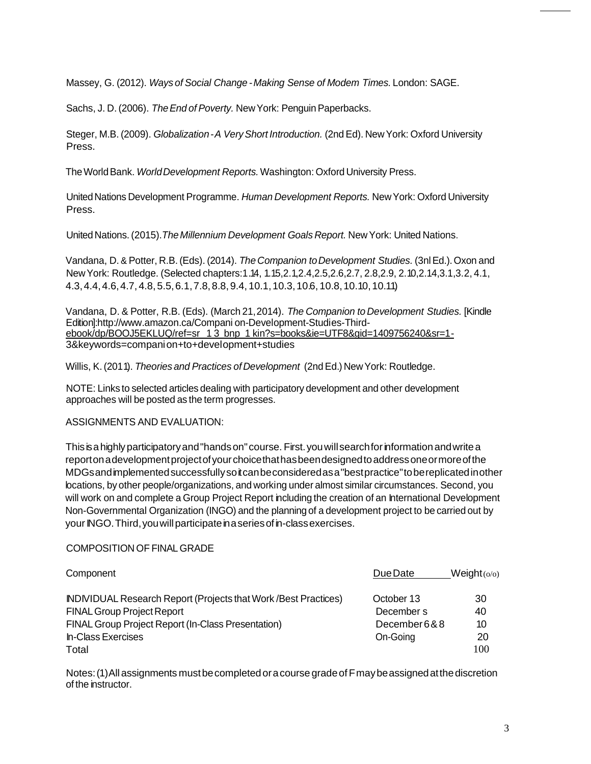Massey, G. (2012). *Ways of Social Change - Making Sense of Modem Times.* London: SAGE.

Sachs, J. D. (2006). *The End of Poverty.* New York: Penguin Paperbacks.

Steger, M.B. (2009). *Globalization - A Very Short Introduction.* (2nd Ed). New York: Oxford University Press.

The World Bank. *World Development Reports.* Washington: Oxford University Press.

United Nations Development Programme. *Human Development Reports.* New York: Oxford University Press.

United Nations. (2015). *The Millennium Development Goals Report.* New York: United Nations.

Vandana, D. & Potter, R.B. (Eds). (2014). *The Companion to Development Studies.* (3nl Ed.). Oxon and New York: Routledge. (Selected chapters: 1.14, 1.15, 2.1, 2.4, 2.5, 2.6, 2.7, 2.8, 2.9, 2.10, 2.14, 3.1, 3.2, 4.1, 4.3, 4.4, 4.6, 4.7, 4.8, 5.5, 6.1, 7.8, 8.8, 9.4, 10.1, 10.3, 10.6, 10.8, 10.10, 10.11)

Vandana, D. & Potter, R.B. (Eds). (March 21, 2014). *The Companion to Development Studies.* [Kindle Edition]: http://www.amazon.ca/Compani on-Development-Studies-Third-ebook/dp/BOOJ5EKLUQ/ref=sr_1 3_bnp_1 kin?s=books&ie=UTF8&qid=1409756240&sr=1-3&keywords=compani on+to+development+studies

Willis, K. (2011). *Theories and Practices of Development* (2nd Ed.) New York: Routledge.

NOTE: Links to selected articles dealing with participatory development and other development approaches will be posted as the term progresses.

ASSIGNMENTS AND EVALUATION:

This is a highly participatory and "hands on" course. First. you will search for information and write a report on a development project of your choice that has been designed to address one or more of the MDGs and implemented successfully so it can be considered as a "best practice" to be replicated in other locations, by other people/organizations, and working under almost similar circumstances. Second, you will work on and complete a Group Project Report including the creation of an International Development Non-Governmental Organization (INGO) and the planning of a development project to be carried out by your INGO. Third, you will participate in a series of in-class exercises.

COMPOSITION OF FINAL GRADE

| Component | Due Date | Weight (o/o) |
|---|---|---|
| INDIVIDUAL Research Report (Projects that Work / Best Practices) | October 13 | 30 |
| FINAL Group Project Report | December s | 40 |
| FINAL Group Project Report (In-Class Presentation) | December 6 & 8 | 10 |
| In-Class Exercises | On-Going | 20 |
| Total | | 100 |

Notes: (1) All assignments must be completed or a course grade of F may be assigned at the discretion of the instructor.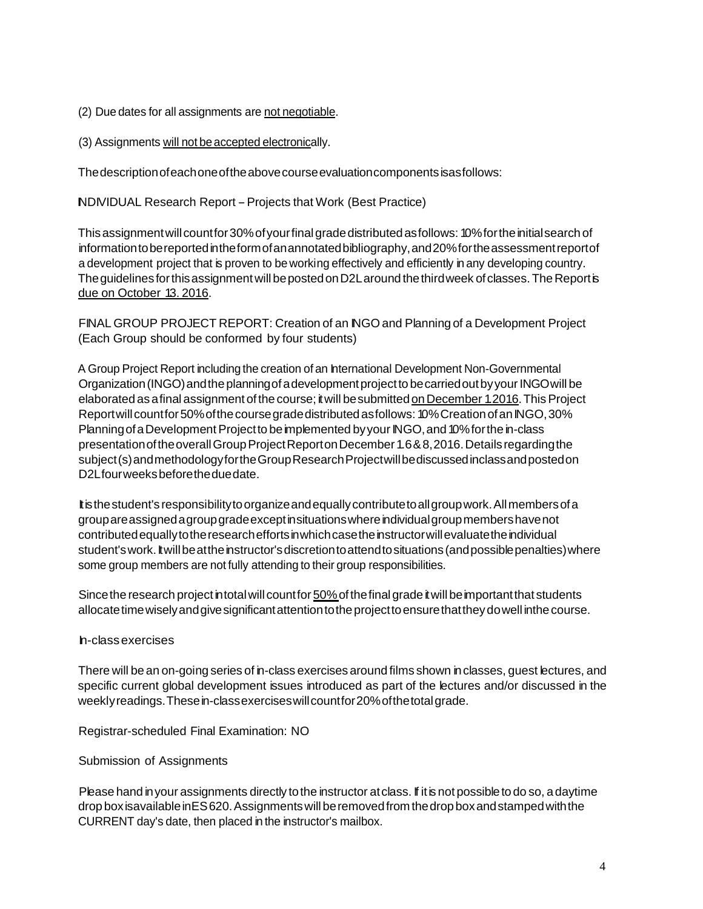(2) Due dates for all assignments are not negotiable.

(3) Assignments will not be accepted electronically.

The description of each one of the above course evaluation components is as follows:

INDIVIDUAL Research Report – Projects that Work (Best Practice)

This assignment will count for 30% of your final grade distributed as follows: 10% for the initial search of information to be reported in the form of an annotated bibliography, and 20% for the assessment report of a development project that is proven to be working effectively and efficiently in any developing country. The guidelines for this assignment will be posted on D2L around the third week of classes. The Report is due on October 13. 2016.

FINAL GROUP PROJECT REPORT: Creation of an INGO and Planning of a Development Project (Each Group should be conformed by four students)

A Group Project Report including the creation of an International Development Non-Governmental Organization (INGO) and the planning of a development project to be carried out by your INGO will be elaborated as a final assignment of the course; it will be submitted on December 1 2016. This Project Report will count for 50% of the course grade distributed as follows: 10% Creation of an INGO, 30% Planning of a Development Project to be implemented by your INGO, and 10% for the in-class presentation of the overall Group Project Report on December 1.6 & 8, 2016. Details regarding the subject(s) and methodology for the Group Research Project will be discussed in class and posted on D2L four weeks before the due date.

It is the student's responsibility to organize and equally contribute to all group work. All members of a group are assigned a group grade except in situations where individual group members have not contributed equally to the research efforts in which case the instructor will evaluate the individual student's work. It will be at the instructor's discretion to attend to situations (and possible penalties) where some group members are not fully attending to their group responsibilities.

Since the research project in total will count for 50% of the final grade it will be important that students allocate time wisely and give significant attention to the project to ensure that they do well in the course.

In-class exercises

There will be an on-going series of in-class exercises around films shown in classes, guest lectures, and specific current global development issues introduced as part of the lectures and/or discussed in the weekly readings. These in-class exercises will count for 20% of the total grade.

Registrar-scheduled Final Examination: NO

Submission of Assignments

Please hand in your assignments directly to the instructor at class. If it is not possible to do so, a daytime drop box is available in ES 620. Assignments will be removed from the drop box and stamped with the CURRENT day's date, then placed in the instructor's mailbox.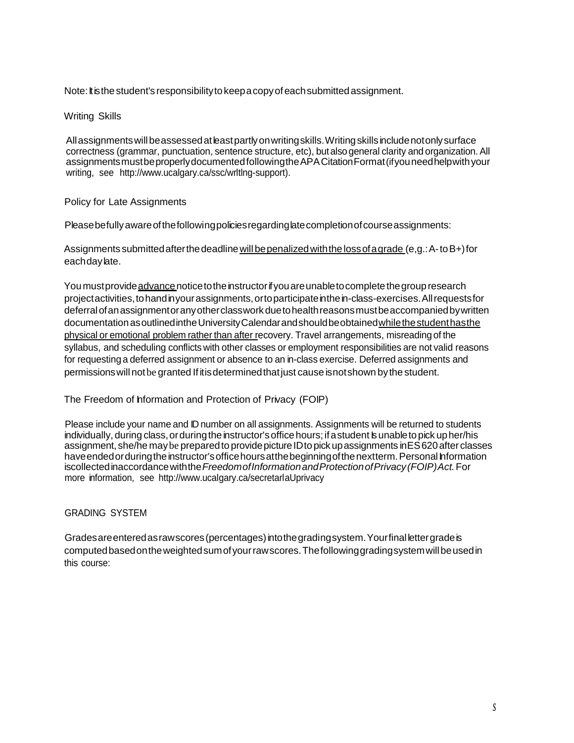Note: It is the student's responsibility to keep a copy of each submitted assignment.

## Writing Skills

All assignments will be assessed at least partly on writing skills. Writing skills include not only surface correctness (grammar, punctuation, sentence structure, etc), but also general clarity and organization. All assignments must be properly documented following the APA Citation Format (if you need help with your writing, see http://www.ucalgary.ca/ssc/wrltlng-support).

## Policy for Late Assignments

Please be fully aware of the following policies regarding late completion of course assignments:

Assignments submitted after the deadline will be penalized with the loss of a grade (e,g.: A- to B+) for each day late.

You must provide advance notice to the instructor if you are unable to complete the group research project activities, to hand in your assignments, or to participate in the in-class-exercises. All requests for deferral of an assignment or any other classwork due to health reasons must be accompanied by written documentation as outlined in the University Calendar and should be obtained while the student has the physical or emotional problem rather than after recovery. Travel arrangements, misreading of the syllabus, and scheduling conflicts with other classes or employment responsibilities are not valid reasons for requesting a deferred assignment or absence to an in-class exercise. Deferred assignments and permissions will not be granted If it is determined that just cause is not shown by the student.

## The Freedom of Information and Protection of Privacy (FOIP)

Please include your name and ID number on all assignments. Assignments will be returned to students individually, during class, or during the instructor's office hours; if a student is unable to pick up her/his assignment, she/he may be prepared to provide picture ID to pick up assignments in ES 620 after classes have ended or during the instructor's office hours at the beginning of the next term. Personal Information is collected in accordance with the *Freedom of Information and Protection of Privacy (FOIP) Act.* For more information, see http://www.ucalgary.ca/secretarlaUprivacy

## GRADING SYSTEM

Grades are entered as raw scores (percentages) into the grading system. Your final letter grade is computed based on the weighted sum of your raw scores. The following grading system will be used in this course: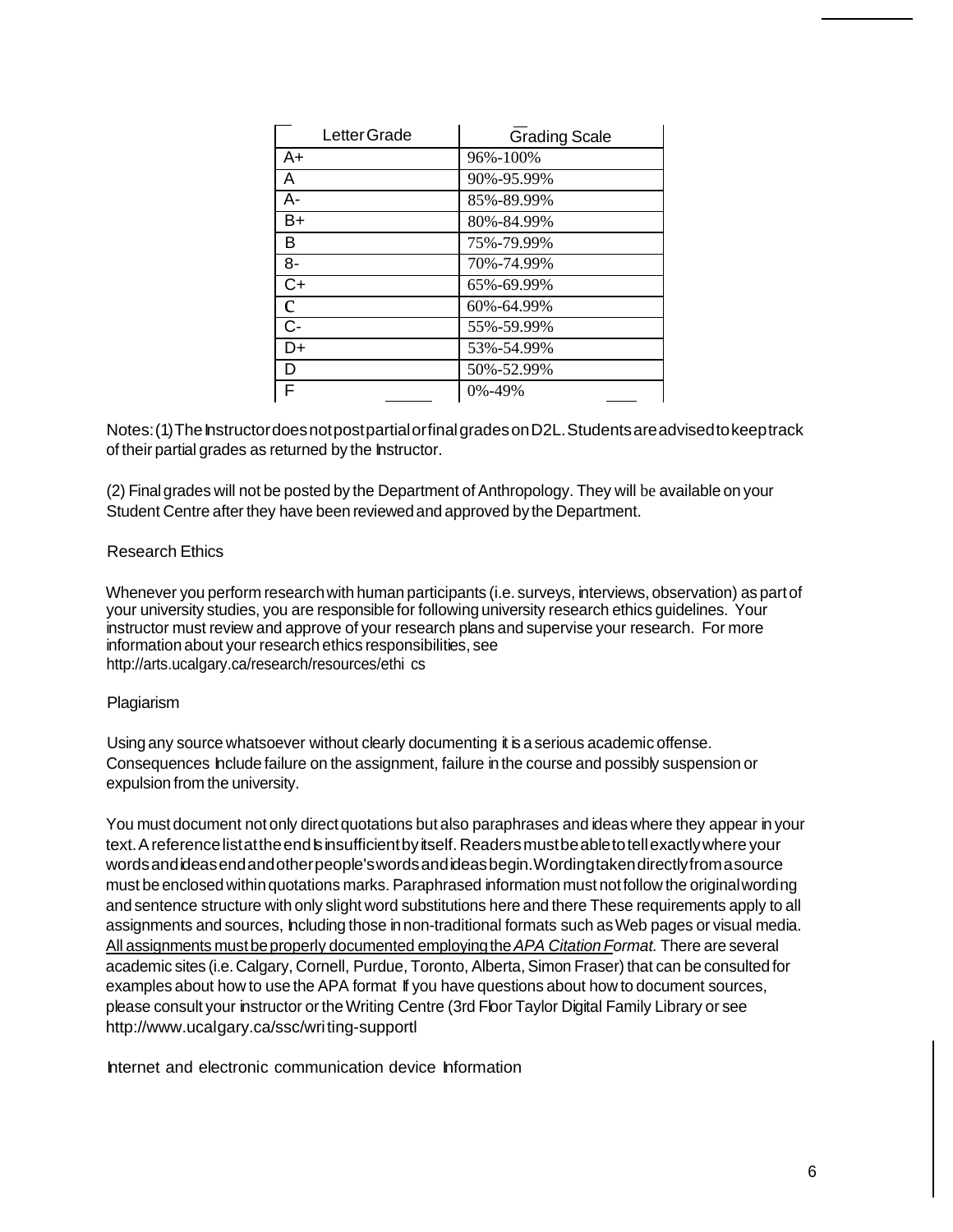| Letter Grade | Grading Scale |
| --- | --- |
| A+ | 96%-100% |
| A | 90%-95.99% |
| A- | 85%-89.99% |
| B+ | 80%-84.99% |
| B | 75%-79.99% |
| 8- | 70%-74.99% |
| C+ | 65%-69.99% |
| C | 60%-64.99% |
| C- | 55%-59.99% |
| D+ | 53%-54.99% |
| D | 50%-52.99% |
| F | 0%-49% |

Notes: (1) The Instructor does not post partial or final grades on D2L. Students are advised to keep track of their partial grades as returned by the Instructor.

(2) Final grades will not be posted by the Department of Anthropology. They will be available on your Student Centre after they have been reviewed and approved by the Department.

## Research Ethics

Whenever you perform research with human participants (i.e. surveys, interviews, observation) as part of your university studies, you are responsible for following university research ethics guidelines. Your instructor must review and approve of your research plans and supervise your research. For more information about your research ethics responsibilities, see
http://arts.ucalgary.ca/research/resources/ethi cs

## Plagiarism

Using any source whatsoever without clearly documenting it is a serious academic offense. Consequences Include failure on the assignment, failure in the course and possibly suspension or expulsion from the university.

You must document not only direct quotations but also paraphrases and ideas where they appear in your text. A reference list at the end is insufficient by itself. Readers must be able to tell exactly where your words and ideas end and other people's words and ideas begin. Wording taken directly from a source must be enclosed within quotations marks. Paraphrased information must not follow the original wording and sentence structure with only slight word substitutions here and there These requirements apply to all assignments and sources, Including those in non-traditional formats such as Web pages or visual media. <u>All assignments must be properly documented employing the *APA Citation Format.*</u> There are several academic sites (i.e. Calgary, Cornell, Purdue, Toronto, Alberta, Simon Fraser) that can be consulted for examples about how to use the APA format If you have questions about how to document sources, please consult your instructor or the Writing Centre (3rd Floor Taylor Digital Family Library or see http://www.ucalgary.ca/ssc/wri ting-supportl

## Internet and electronic communication device Information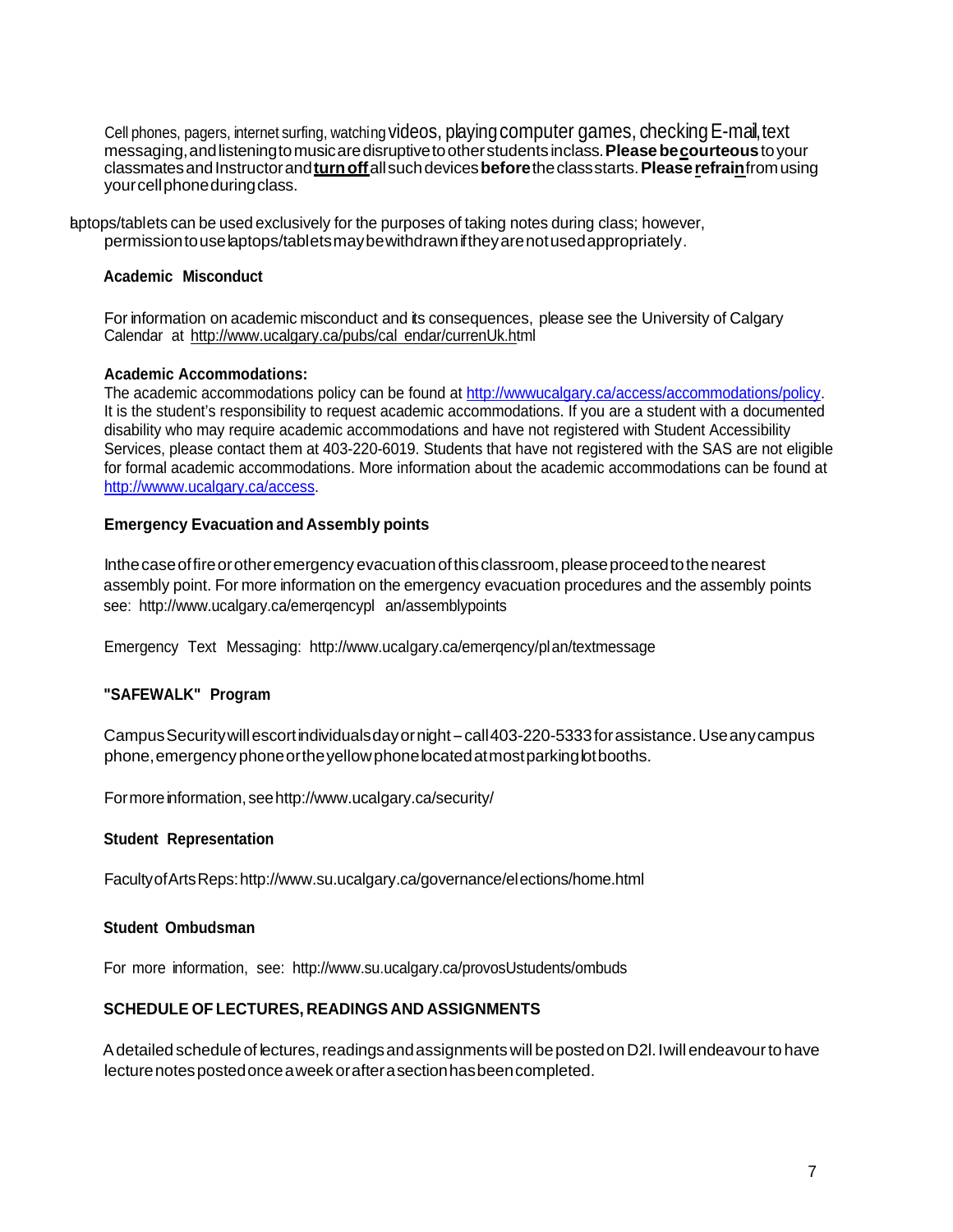Cell phones, pagers, internet surfing, watching videos, playing computer games, checking E-mail, text messaging, and listening to music are disruptive to other students in class. **Please be courteous** to your classmates and Instructor and **turn off** all such devices **before** the class starts. **Please refrain** from using your cell phone during class.

laptops/tablets can be used exclusively for the purposes of taking notes during class; however, permission to use laptops/tablets may be withdrawn if they are not used appropriately.

**Academic Misconduct**

For information on academic misconduct and its consequences, please see the University of Calgary Calendar at http://www.ucalgary.ca/pubs/cal endar/currenUk.html

**Academic Accommodations:**

The academic accommodations policy can be found at http://wwwucalgary.ca/access/accommodations/policy. It is the student's responsibility to request academic accommodations. If you are a student with a documented disability who may require academic accommodations and have not registered with Student Accessibility Services, please contact them at 403-220-6019. Students that have not registered with the SAS are not eligible for formal academic accommodations. More information about the academic accommodations can be found at http://wwww.ucalgary.ca/access.

**Emergency Evacuation and Assembly points**

In the case of fire or other emergency evacuation of this classroom, please proceed to the nearest assembly point. For more information on the emergency evacuation procedures and the assembly points see: http://www.ucalgary.ca/emerqencypl an/assemblypoints

Emergency Text Messaging: http://www.ucalgary.ca/emerqency/pl an/textmessage

**"SAFEWALK" Program**

Campus Security will escort individuals day or night – call 403-220-5333 for assistance. Use any campus phone, emergency phone or the yellow phone located at most parking lot booths.

For more information, see http://www.ucalgary.ca/security/

**Student Representation**

Faculty of Arts Reps: http://www.su.ucalgary.ca/governance/el ections/home.html

**Student Ombudsman**

For more information, see: http://www.su.ucalgary.ca/provosUstudents/ombuds

**SCHEDULE OF LECTURES, READINGS AND ASSIGNMENTS**

A detailed schedule of lectures, readings and assignments will be posted on D2l. I will endeavour to have lecture notes posted once a week or after a section has been completed.